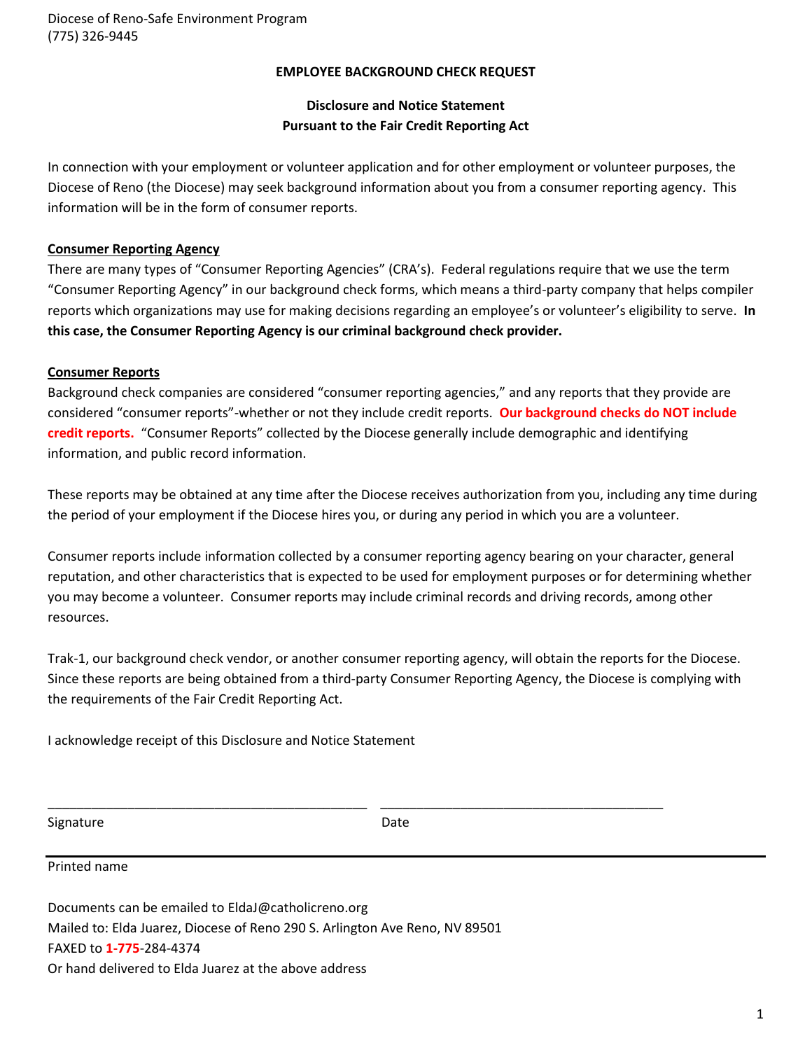Diocese of Reno-Safe Environment Program
(775) 326-9445

## EMPLOYEE BACKGROUND CHECK REQUEST

### Disclosure and Notice Statement
### Pursuant to the Fair Credit Reporting Act

In connection with your employment or volunteer application and for other employment or volunteer purposes, the Diocese of Reno (the Diocese) may seek background information about you from a consumer reporting agency. This information will be in the form of consumer reports.

**Consumer Reporting Agency**

There are many types of "Consumer Reporting Agencies" (CRA's). Federal regulations require that we use the term "Consumer Reporting Agency" in our background check forms, which means a third-party company that helps compiler reports which organizations may use for making decisions regarding an employee's or volunteer's eligibility to serve. **In this case, the Consumer Reporting Agency is our criminal background check provider.**

**Consumer Reports**

Background check companies are considered "consumer reporting agencies," and any reports that they provide are considered "consumer reports"-whether or not they include credit reports. **Our background checks do NOT include credit reports.** "Consumer Reports" collected by the Diocese generally include demographic and identifying information, and public record information.

These reports may be obtained at any time after the Diocese receives authorization from you, including any time during the period of your employment if the Diocese hires you, or during any period in which you are a volunteer.

Consumer reports include information collected by a consumer reporting agency bearing on your character, general reputation, and other characteristics that is expected to be used for employment purposes or for determining whether you may become a volunteer. Consumer reports may include criminal records and driving records, among other resources.

Trak-1, our background check vendor, or another consumer reporting agency, will obtain the reports for the Diocese. Since these reports are being obtained from a third-party Consumer Reporting Agency, the Diocese is complying with the requirements of the Fair Credit Reporting Act.

I acknowledge receipt of this Disclosure and Notice Statement

\_\_\_\_\_\_\_\_\_\_\_\_\_\_\_\_\_\_\_\_\_\_\_\_\_\_\_\_\_\_\_\_\_\_\_\_\_\_\_\_ \_\_\_\_\_\_\_\_\_\_\_\_\_\_\_\_\_\_\_\_\_\_\_\_\_\_\_\_\_\_\_\_\_\_\_\_\_\_\_\_

Signature Date

\_\_\_\_\_\_\_\_\_\_\_\_\_\_\_\_\_\_\_\_\_\_\_\_\_\_\_\_\_\_\_\_\_\_\_\_\_\_\_\_\_\_\_\_\_\_\_\_\_\_\_\_\_\_\_\_\_\_\_\_\_\_\_\_\_\_\_\_\_\_\_\_\_\_\_\_\_\_\_\_\_\_\_\_

Printed name

Documents can be emailed to EldaJ@catholicreno.org
Mailed to: Elda Juarez, Diocese of Reno 290 S. Arlington Ave Reno, NV 89501
FAXED to **1-775**-284-4374
Or hand delivered to Elda Juarez at the above address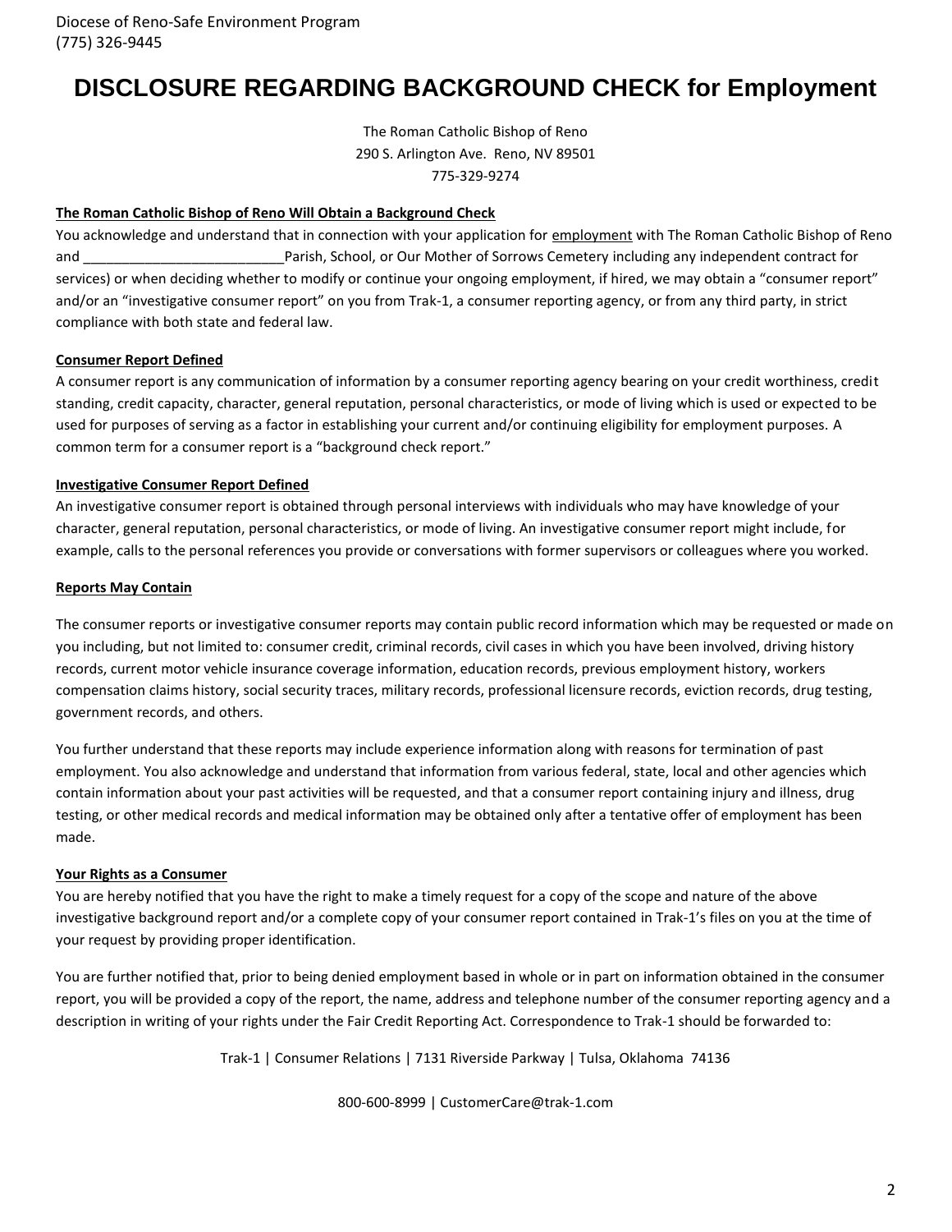Diocese of Reno-Safe Environment Program
(775) 326-9445

# DISCLOSURE REGARDING BACKGROUND CHECK for Employment

The Roman Catholic Bishop of Reno
290 S. Arlington Ave. Reno, NV 89501
775-329-9274

**The Roman Catholic Bishop of Reno Will Obtain a Background Check**

You acknowledge and understand that in connection with your application for employment with The Roman Catholic Bishop of Reno and __________________________Parish, School, or Our Mother of Sorrows Cemetery including any independent contract for services) or when deciding whether to modify or continue your ongoing employment, if hired, we may obtain a "consumer report" and/or an "investigative consumer report" on you from Trak-1, a consumer reporting agency, or from any third party, in strict compliance with both state and federal law.

**Consumer Report Defined**

A consumer report is any communication of information by a consumer reporting agency bearing on your credit worthiness, credit standing, credit capacity, character, general reputation, personal characteristics, or mode of living which is used or expected to be used for purposes of serving as a factor in establishing your current and/or continuing eligibility for employment purposes. A common term for a consumer report is a "background check report."

**Investigative Consumer Report Defined**

An investigative consumer report is obtained through personal interviews with individuals who may have knowledge of your character, general reputation, personal characteristics, or mode of living. An investigative consumer report might include, for example, calls to the personal references you provide or conversations with former supervisors or colleagues where you worked.

**Reports May Contain**

The consumer reports or investigative consumer reports may contain public record information which may be requested or made on you including, but not limited to: consumer credit, criminal records, civil cases in which you have been involved, driving history records, current motor vehicle insurance coverage information, education records, previous employment history, workers compensation claims history, social security traces, military records, professional licensure records, eviction records, drug testing, government records, and others.

You further understand that these reports may include experience information along with reasons for termination of past employment. You also acknowledge and understand that information from various federal, state, local and other agencies which contain information about your past activities will be requested, and that a consumer report containing injury and illness, drug testing, or other medical records and medical information may be obtained only after a tentative offer of employment has been made.

**Your Rights as a Consumer**

You are hereby notified that you have the right to make a timely request for a copy of the scope and nature of the above investigative background report and/or a complete copy of your consumer report contained in Trak-1's files on you at the time of your request by providing proper identification.

You are further notified that, prior to being denied employment based in whole or in part on information obtained in the consumer report, you will be provided a copy of the report, the name, address and telephone number of the consumer reporting agency and a description in writing of your rights under the Fair Credit Reporting Act. Correspondence to Trak-1 should be forwarded to:

Trak-1 | Consumer Relations | 7131 Riverside Parkway | Tulsa, Oklahoma 74136

800-600-8999 | CustomerCare@trak-1.com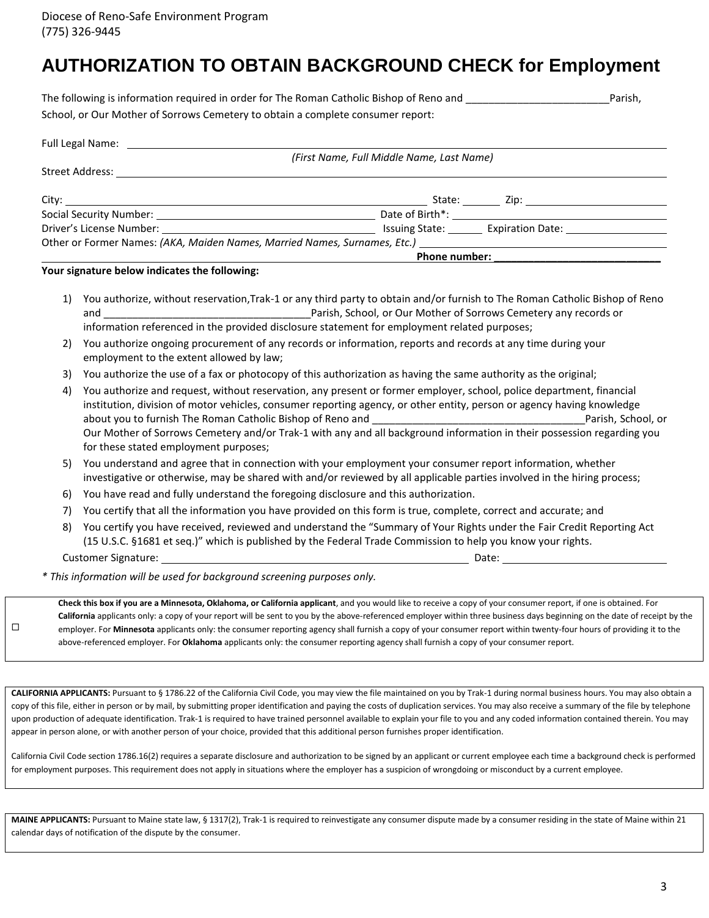Diocese of Reno-Safe Environment Program
(775) 326-9445

# AUTHORIZATION TO OBTAIN BACKGROUND CHECK for Employment

The following is information required in order for The Roman Catholic Bishop of Reno and ________________________Parish, School, or Our Mother of Sorrows Cemetery to obtain a complete consumer report:

Full Legal Name: ________________________________________________
*(First Name, Full Middle Name, Last Name)*

Street Address: ________________________________________________

City: ______________________________ State: ______ Zip: ______________

Social Security Number: ______________________ Date of Birth*: ______________________

Driver's License Number: ______________________ Issuing State: ______ Expiration Date: ______________

Other or Former Names: *(AKA, Maiden Names, Married Names, Surnames, Etc.)* ________________________

________________________________________ **Phone number: ____________________________**

**Your signature below indicates the following:**

1) You authorize, without reservation,Trak-1 or any third party to obtain and/or furnish to The Roman Catholic Bishop of Reno and ___________________________________Parish, School, or Our Mother of Sorrows Cemetery any records or information referenced in the provided disclosure statement for employment related purposes;
2) You authorize ongoing procurement of any records or information, reports and records at any time during your employment to the extent allowed by law;
3) You authorize the use of a fax or photocopy of this authorization as having the same authority as the original;
4) You authorize and request, without reservation, any present or former employer, school, police department, financial institution, division of motor vehicles, consumer reporting agency, or other entity, person or agency having knowledge about you to furnish The Roman Catholic Bishop of Reno and _____________________________________Parish, School, or Our Mother of Sorrows Cemetery and/or Trak-1 with any and all background information in their possession regarding you for these stated employment purposes;
5) You understand and agree that in connection with your employment your consumer report information, whether investigative or otherwise, may be shared with and/or reviewed by all applicable parties involved in the hiring process;
6) You have read and fully understand the foregoing disclosure and this authorization.
7) You certify that all the information you have provided on this form is true, complete, correct and accurate; and
8) You certify you have received, reviewed and understand the "Summary of Your Rights under the Fair Credit Reporting Act (15 U.S.C. §1681 et seq.)" which is published by the Federal Trade Commission to help you know your rights.

Customer Signature: ________________________________________ Date: ______________________

*\* This information will be used for background screening purposes only.*

☐ **Check this box if you are a Minnesota, Oklahoma, or California applicant**, and you would like to receive a copy of your consumer report, if one is obtained. For **California** applicants only: a copy of your report will be sent to you by the above-referenced employer within three business days beginning on the date of receipt by the employer. For **Minnesota** applicants only: the consumer reporting agency shall furnish a copy of your consumer report within twenty-four hours of providing it to the above-referenced employer. For **Oklahoma** applicants only: the consumer reporting agency shall furnish a copy of your consumer report.

**CALIFORNIA APPLICANTS:** Pursuant to § 1786.22 of the California Civil Code, you may view the file maintained on you by Trak-1 during normal business hours. You may also obtain a copy of this file, either in person or by mail, by submitting proper identification and paying the costs of duplication services. You may also receive a summary of the file by telephone upon production of adequate identification. Trak-1 is required to have trained personnel available to explain your file to you and any coded information contained therein. You may appear in person alone, or with another person of your choice, provided that this additional person furnishes proper identification.

California Civil Code section 1786.16(2) requires a separate disclosure and authorization to be signed by an applicant or current employee each time a background check is performed for employment purposes. This requirement does not apply in situations where the employer has a suspicion of wrongdoing or misconduct by a current employee.

**MAINE APPLICANTS:** Pursuant to Maine state law, § 1317(2), Trak-1 is required to reinvestigate any consumer dispute made by a consumer residing in the state of Maine within 21 calendar days of notification of the dispute by the consumer.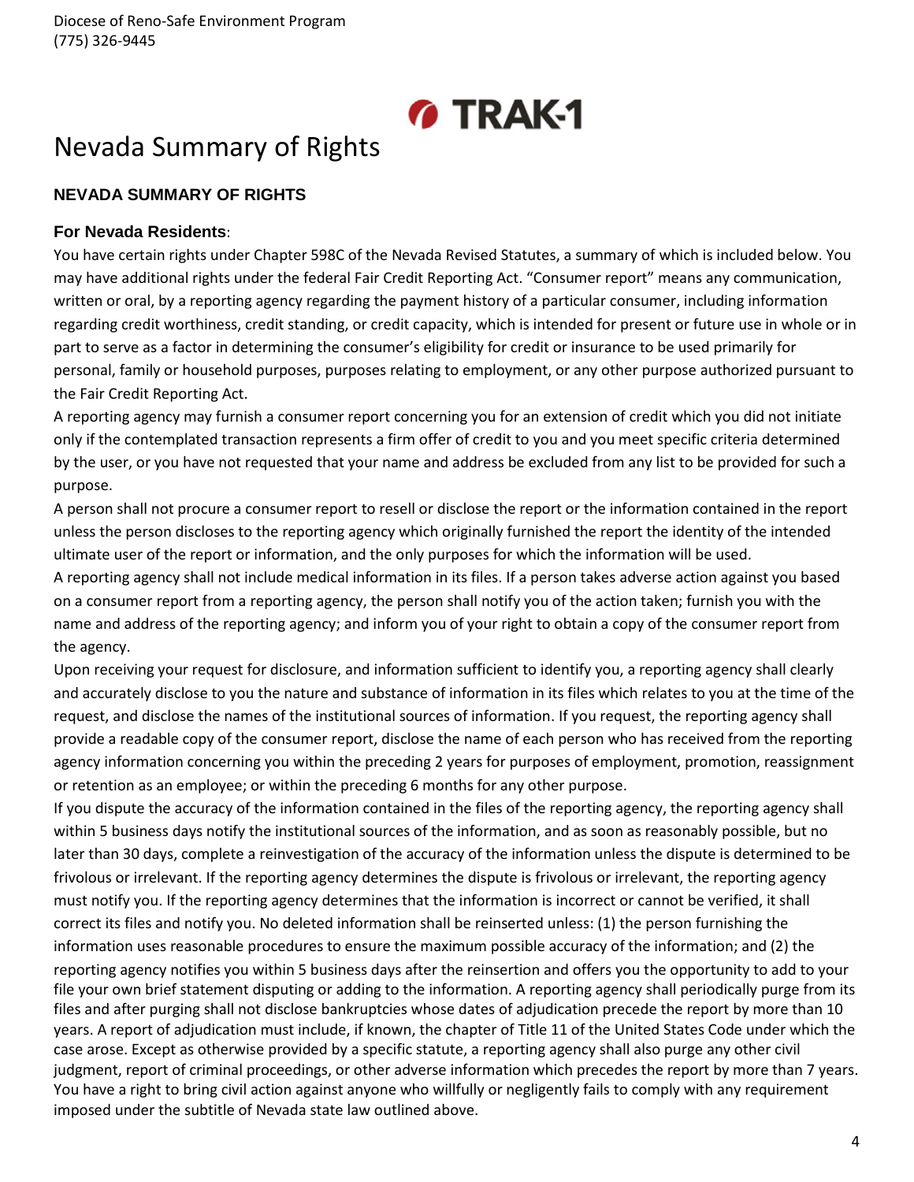# Nevada Summary of Rights

**NEVADA SUMMARY OF RIGHTS**

**For Nevada Residents**:

You have certain rights under Chapter 598C of the Nevada Revised Statutes, a summary of which is included below. You may have additional rights under the federal Fair Credit Reporting Act. "Consumer report" means any communication, written or oral, by a reporting agency regarding the payment history of a particular consumer, including information regarding credit worthiness, credit standing, or credit capacity, which is intended for present or future use in whole or in part to serve as a factor in determining the consumer's eligibility for credit or insurance to be used primarily for personal, family or household purposes, purposes relating to employment, or any other purpose authorized pursuant to the Fair Credit Reporting Act.

A reporting agency may furnish a consumer report concerning you for an extension of credit which you did not initiate only if the contemplated transaction represents a firm offer of credit to you and you meet specific criteria determined by the user, or you have not requested that your name and address be excluded from any list to be provided for such a purpose.

A person shall not procure a consumer report to resell or disclose the report or the information contained in the report unless the person discloses to the reporting agency which originally furnished the report the identity of the intended ultimate user of the report or information, and the only purposes for which the information will be used.

A reporting agency shall not include medical information in its files. If a person takes adverse action against you based on a consumer report from a reporting agency, the person shall notify you of the action taken; furnish you with the name and address of the reporting agency; and inform you of your right to obtain a copy of the consumer report from the agency.

Upon receiving your request for disclosure, and information sufficient to identify you, a reporting agency shall clearly and accurately disclose to you the nature and substance of information in its files which relates to you at the time of the request, and disclose the names of the institutional sources of information. If you request, the reporting agency shall provide a readable copy of the consumer report, disclose the name of each person who has received from the reporting agency information concerning you within the preceding 2 years for purposes of employment, promotion, reassignment or retention as an employee; or within the preceding 6 months for any other purpose.

If you dispute the accuracy of the information contained in the files of the reporting agency, the reporting agency shall within 5 business days notify the institutional sources of the information, and as soon as reasonably possible, but no later than 30 days, complete a reinvestigation of the accuracy of the information unless the dispute is determined to be frivolous or irrelevant. If the reporting agency determines the dispute is frivolous or irrelevant, the reporting agency must notify you. If the reporting agency determines that the information is incorrect or cannot be verified, it shall correct its files and notify you. No deleted information shall be reinserted unless: (1) the person furnishing the information uses reasonable procedures to ensure the maximum possible accuracy of the information; and (2) the reporting agency notifies you within 5 business days after the reinsertion and offers you the opportunity to add to your file your own brief statement disputing or adding to the information. A reporting agency shall periodically purge from its files and after purging shall not disclose bankruptcies whose dates of adjudication precede the report by more than 10 years. A report of adjudication must include, if known, the chapter of Title 11 of the United States Code under which the case arose. Except as otherwise provided by a specific statute, a reporting agency shall also purge any other civil judgment, report of criminal proceedings, or other adverse information which precedes the report by more than 7 years. You have a right to bring civil action against anyone who willfully or negligently fails to comply with any requirement imposed under the subtitle of Nevada state law outlined above.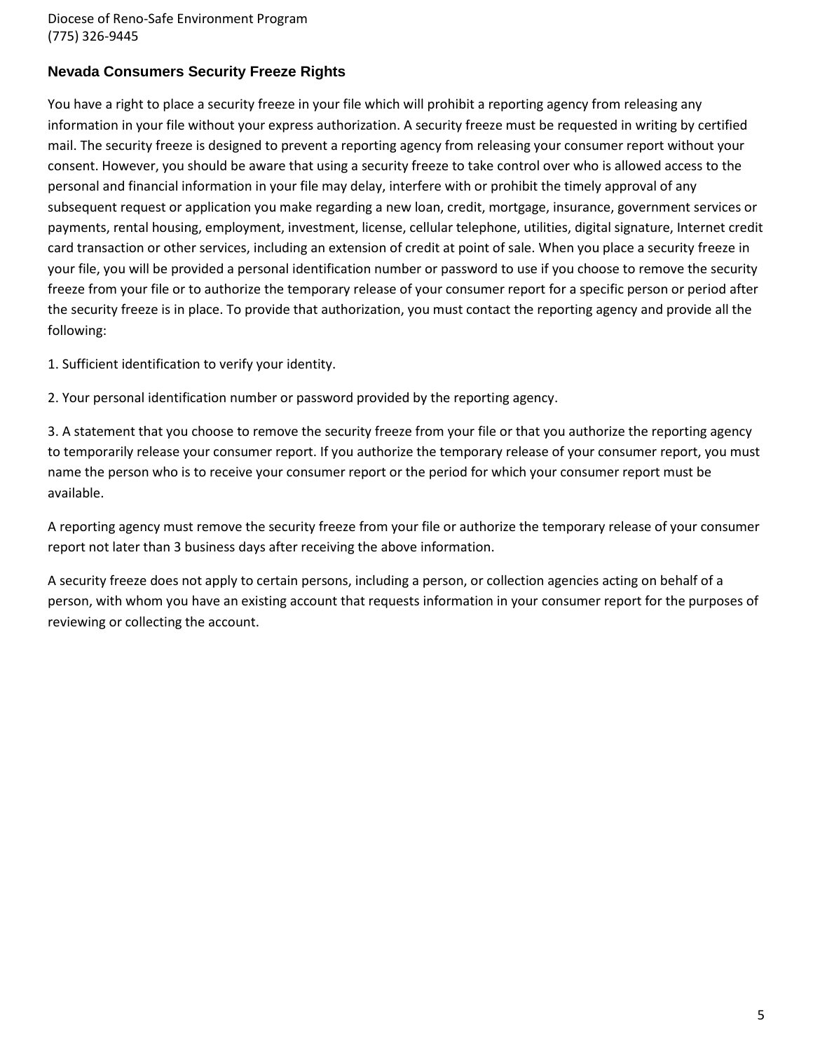## Nevada Consumers Security Freeze Rights

You have a right to place a security freeze in your file which will prohibit a reporting agency from releasing any information in your file without your express authorization. A security freeze must be requested in writing by certified mail. The security freeze is designed to prevent a reporting agency from releasing your consumer report without your consent. However, you should be aware that using a security freeze to take control over who is allowed access to the personal and financial information in your file may delay, interfere with or prohibit the timely approval of any subsequent request or application you make regarding a new loan, credit, mortgage, insurance, government services or payments, rental housing, employment, investment, license, cellular telephone, utilities, digital signature, Internet credit card transaction or other services, including an extension of credit at point of sale. When you place a security freeze in your file, you will be provided a personal identification number or password to use if you choose to remove the security freeze from your file or to authorize the temporary release of your consumer report for a specific person or period after the security freeze is in place. To provide that authorization, you must contact the reporting agency and provide all the following:

1. Sufficient identification to verify your identity.

2. Your personal identification number or password provided by the reporting agency.

3. A statement that you choose to remove the security freeze from your file or that you authorize the reporting agency to temporarily release your consumer report. If you authorize the temporary release of your consumer report, you must name the person who is to receive your consumer report or the period for which your consumer report must be available.

A reporting agency must remove the security freeze from your file or authorize the temporary release of your consumer report not later than 3 business days after receiving the above information.

A security freeze does not apply to certain persons, including a person, or collection agencies acting on behalf of a person, with whom you have an existing account that requests information in your consumer report for the purposes of reviewing or collecting the account.